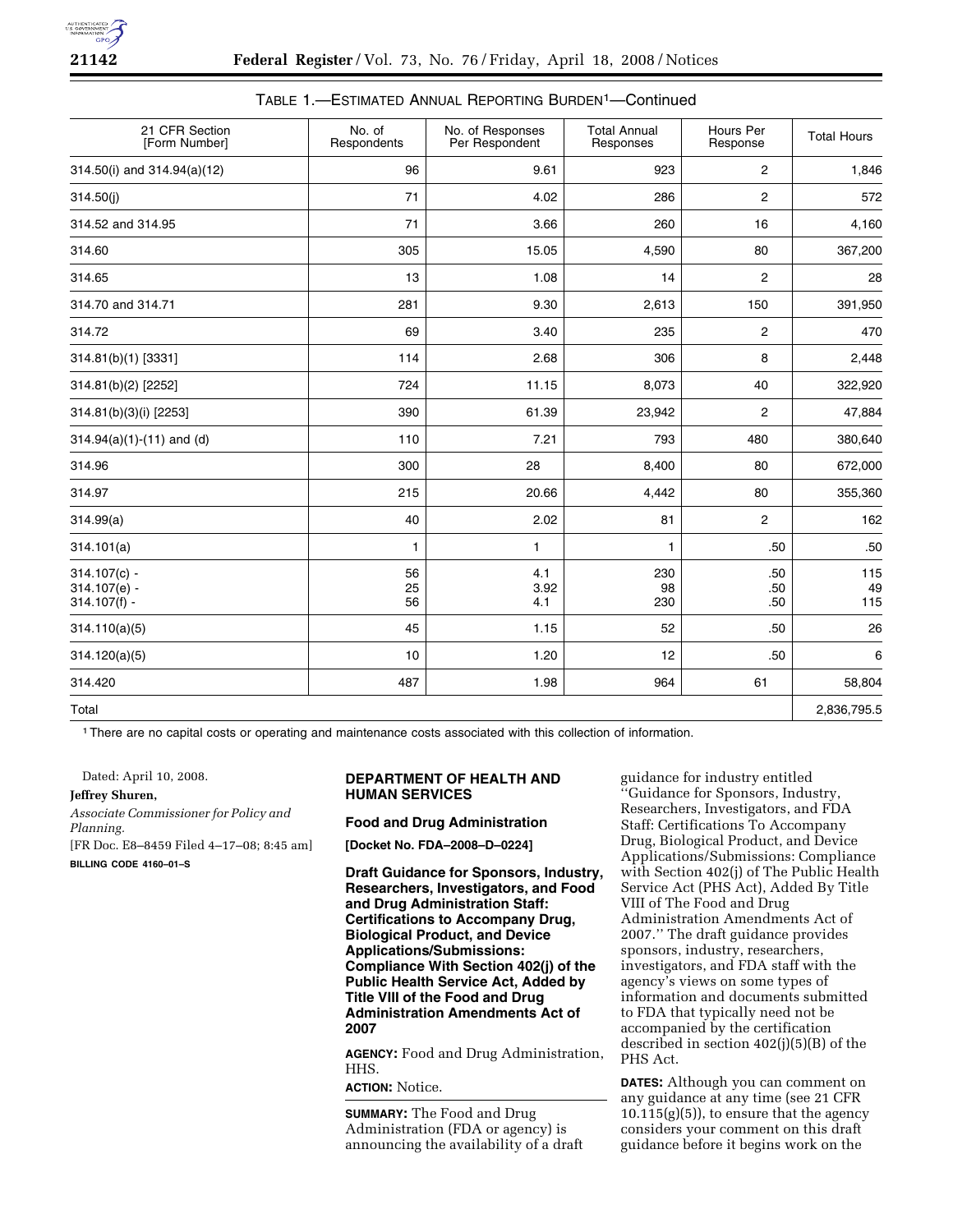TABLE 1.—ESTIMATED ANNUAL REPORTING BURDEN[1]—Continued

| 21 CFR Section [Form Number] | No. of Respondents | No. of Responses Per Respondent | Total Annual Responses | Hours Per Response | Total Hours |
|---|---|---|---|---|---|
| 314.50(i) and 314.94(a)(12) | 96 | 9.61 | 923 | 2 | 1,846 |
| 314.50(j) | 71 | 4.02 | 286 | 2 | 572 |
| 314.52 and 314.95 | 71 | 3.66 | 260 | 16 | 4,160 |
| 314.60 | 305 | 15.05 | 4,590 | 80 | 367,200 |
| 314.65 | 13 | 1.08 | 14 | 2 | 28 |
| 314.70 and 314.71 | 281 | 9.30 | 2,613 | 150 | 391,950 |
| 314.72 | 69 | 3.40 | 235 | 2 | 470 |
| 314.81(b)(1) [3331] | 114 | 2.68 | 306 | 8 | 2,448 |
| 314.81(b)(2) [2252] | 724 | 11.15 | 8,073 | 40 | 322,920 |
| 314.81(b)(3)(i) [2253] | 390 | 61.39 | 23,942 | 2 | 47,884 |
| 314.94(a)(1)-(11) and (d) | 110 | 7.21 | 793 | 480 | 380,640 |
| 314.96 | 300 | 28 | 8,400 | 80 | 672,000 |
| 314.97 | 215 | 20.66 | 4,442 | 80 | 355,360 |
| 314.99(a) | 40 | 2.02 | 81 | 2 | 162 |
| 314.101(a) | 1 | 1 | 1 | .50 | .50 |
| 314.107(c) -<br>314.107(e) -<br>314.107(f) - | 56<br>25<br>56 | 4.1<br>3.92<br>4.1 | 230<br>98<br>230 | .50<br>.50<br>.50 | 115<br>49<br>115 |
| 314.110(a)(5) | 45 | 1.15 | 52 | .50 | 26 |
| 314.120(a)(5) | 10 | 1.20 | 12 | .50 | 6 |
| 314.420 | 487 | 1.98 | 964 | 61 | 58,804 |
| Total | | | | | 2,836,795.5 |

[1] There are no capital costs or operating and maintenance costs associated with this collection of information.

Dated: April 10, 2008.

**Jeffrey Shuren,**

*Associate Commissioner for Policy and Planning.*

[FR Doc. E8–8459 Filed 4–17–08; 8:45 am]

**BILLING CODE 4160–01–S**

## DEPARTMENT OF HEALTH AND HUMAN SERVICES

### Food and Drug Administration

**[Docket No. FDA–2008–D–0224]**

### Draft Guidance for Sponsors, Industry, Researchers, Investigators, and Food and Drug Administration Staff: Certifications to Accompany Drug, Biological Product, and Device Applications/Submissions: Compliance With Section 402(j) of the Public Health Service Act, Added by Title VIII of the Food and Drug Administration Amendments Act of 2007

**AGENCY:** Food and Drug Administration, HHS.

**ACTION:** Notice.

**SUMMARY:** The Food and Drug Administration (FDA or agency) is announcing the availability of a draft guidance for industry entitled ''Guidance for Sponsors, Industry, Researchers, Investigators, and FDA Staff: Certifications To Accompany Drug, Biological Product, and Device Applications/Submissions: Compliance with Section 402(j) of The Public Health Service Act (PHS Act), Added By Title VIII of The Food and Drug Administration Amendments Act of 2007.'' The draft guidance provides sponsors, industry, researchers, investigators, and FDA staff with the agency's views on some types of information and documents submitted to FDA that typically need not be accompanied by the certification described in section 402(j)(5)(B) of the PHS Act.

**DATES:** Although you can comment on any guidance at any time (see 21 CFR 10.115(g)(5)), to ensure that the agency considers your comment on this draft guidance before it begins work on the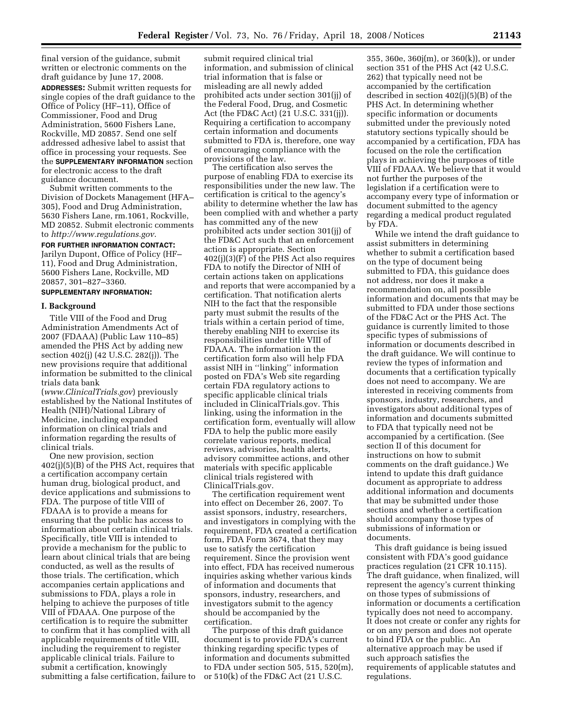final version of the guidance, submit written or electronic comments on the draft guidance by June 17, 2008.

**ADDRESSES:** Submit written requests for single copies of the draft guidance to the Office of Policy (HF–11), Office of Commissioner, Food and Drug Administration, 5600 Fishers Lane, Rockville, MD 20857. Send one self addressed adhesive label to assist that office in processing your requests. See the **SUPPLEMENTARY INFORMATION** section for electronic access to the draft guidance document.

Submit written comments to the Division of Dockets Management (HFA–305), Food and Drug Administration, 5630 Fishers Lane, rm.1061, Rockville, MD 20852. Submit electronic comments to *http://www.regulations.gov*.

**FOR FURTHER INFORMATION CONTACT:** Jarilyn Dupont, Office of Policy (HF–11), Food and Drug Administration, 5600 Fishers Lane, Rockville, MD 20857, 301–827–3360.

**SUPPLEMENTARY INFORMATION:**

## I. Background

Title VIII of the Food and Drug Administration Amendments Act of 2007 (FDAAA) (Public Law 110–85) amended the PHS Act by adding new section 402(j) (42 U.S.C. 282(j)). The new provisions require that additional information be submitted to the clinical trials data bank (*www.ClinicalTrials.gov*) previously established by the National Institutes of Health (NIH)/National Library of Medicine, including expanded information on clinical trials and information regarding the results of clinical trials.

One new provision, section 402(j)(5)(B) of the PHS Act, requires that a certification accompany certain human drug, biological product, and device applications and submissions to FDA. The purpose of title VIII of FDAAA is to provide a means for ensuring that the public has access to information about certain clinical trials. Specifically, title VIII is intended to provide a mechanism for the public to learn about clinical trials that are being conducted, as well as the results of those trials. The certification, which accompanies certain applications and submissions to FDA, plays a role in helping to achieve the purposes of title VIII of FDAAA. One purpose of the certification is to require the submitter to confirm that it has complied with all applicable requirements of title VIII, including the requirement to register applicable clinical trials. Failure to submit a certification, knowingly submitting a false certification, failure to submit required clinical trial information, and submission of clinical trial information that is false or misleading are all newly added prohibited acts under section 301(jj) of the Federal Food, Drug, and Cosmetic Act (the FD&C Act) (21 U.S.C. 331(jj)). Requiring a certification to accompany certain information and documents submitted to FDA is, therefore, one way of encouraging compliance with the provisions of the law.

The certification also serves the purpose of enabling FDA to exercise its responsibilities under the new law. The certification is critical to the agency's ability to determine whether the law has been complied with and whether a party has committed any of the new prohibited acts under section 301(jj) of the FD&C Act such that an enforcement action is appropriate. Section 402(j)(3)(F) of the PHS Act also requires FDA to notify the Director of NIH of certain actions taken on applications and reports that were accompanied by a certification. That notification alerts NIH to the fact that the responsible party must submit the results of the trials within a certain period of time, thereby enabling NIH to exercise its responsibilities under title VIII of FDAAA. The information in the certification form also will help FDA assist NIH in ''linking'' information posted on FDA's Web site regarding certain FDA regulatory actions to specific applicable clinical trials included in ClinicalTrials.gov. This linking, using the information in the certification form, eventually will allow FDA to help the public more easily correlate various reports, medical reviews, advisories, health alerts, advisory committee actions, and other materials with specific applicable clinical trials registered with ClinicalTrials.gov.

The certification requirement went into effect on December 26, 2007. To assist sponsors, industry, researchers, and investigators in complying with the requirement, FDA created a certification form, FDA Form 3674, that they may use to satisfy the certification requirement. Since the provision went into effect, FDA has received numerous inquiries asking whether various kinds of information and documents that sponsors, industry, researchers, and investigators submit to the agency should be accompanied by the certification.

The purpose of this draft guidance document is to provide FDA's current thinking regarding specific types of information and documents submitted to FDA under section 505, 515, 520(m), or 510(k) of the FD&C Act (21 U.S.C. 355, 360e, 360j(m), or 360(k)), or under section 351 of the PHS Act (42 U.S.C. 262) that typically need not be accompanied by the certification described in section 402(j)(5)(B) of the PHS Act. In determining whether specific information or documents submitted under the previously noted statutory sections typically should be accompanied by a certification, FDA has focused on the role the certification plays in achieving the purposes of title VIII of FDAAA. We believe that it would not further the purposes of the legislation if a certification were to accompany every type of information or document submitted to the agency regarding a medical product regulated by FDA.

While we intend the draft guidance to assist submitters in determining whether to submit a certification based on the type of document being submitted to FDA, this guidance does not address, nor does it make a recommendation on, all possible information and documents that may be submitted to FDA under those sections of the FD&C Act or the PHS Act. The guidance is currently limited to those specific types of submissions of information or documents described in the draft guidance. We will continue to review the types of information and documents that a certification typically does not need to accompany. We are interested in receiving comments from sponsors, industry, researchers, and investigators about additional types of information and documents submitted to FDA that typically need not be accompanied by a certification. (See section II of this document for instructions on how to submit comments on the draft guidance.) We intend to update this draft guidance document as appropriate to address additional information and documents that may be submitted under those sections and whether a certification should accompany those types of submissions of information or documents.

This draft guidance is being issued consistent with FDA's good guidance practices regulation (21 CFR 10.115). The draft guidance, when finalized, will represent the agency's current thinking on those types of submissions of information or documents a certification typically does not need to accompany. It does not create or confer any rights for or on any person and does not operate to bind FDA or the public. An alternative approach may be used if such approach satisfies the requirements of applicable statutes and regulations.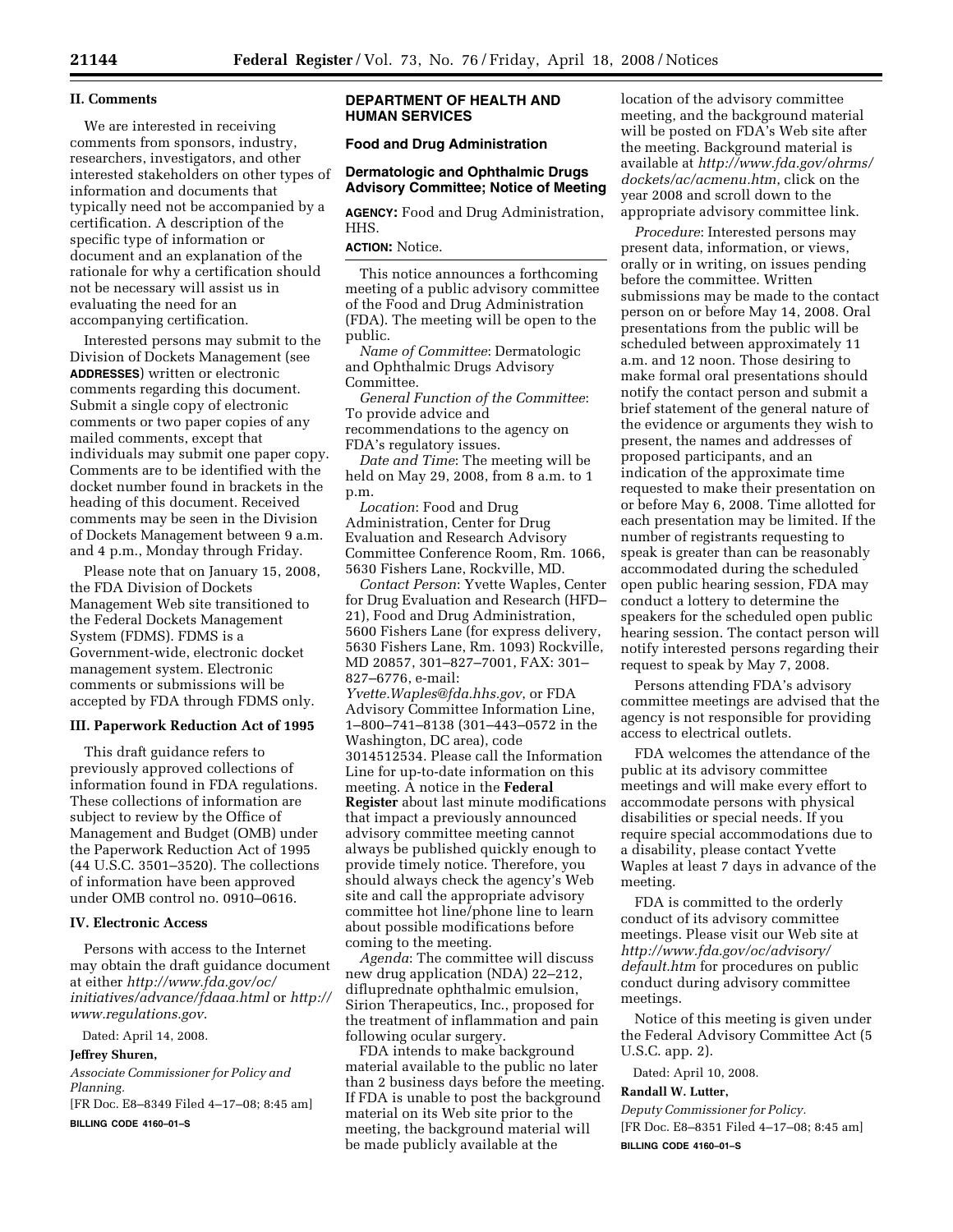## II. Comments

We are interested in receiving comments from sponsors, industry, researchers, investigators, and other interested stakeholders on other types of information and documents that typically need not be accompanied by a certification. A description of the specific type of information or document and an explanation of the rationale for why a certification should not be necessary will assist us in evaluating the need for an accompanying certification.

Interested persons may submit to the Division of Dockets Management (see **ADDRESSES**) written or electronic comments regarding this document. Submit a single copy of electronic comments or two paper copies of any mailed comments, except that individuals may submit one paper copy. Comments are to be identified with the docket number found in brackets in the heading of this document. Received comments may be seen in the Division of Dockets Management between 9 a.m. and 4 p.m., Monday through Friday.

Please note that on January 15, 2008, the FDA Division of Dockets Management Web site transitioned to the Federal Dockets Management System (FDMS). FDMS is a Government-wide, electronic docket management system. Electronic comments or submissions will be accepted by FDA through FDMS only.

## III. Paperwork Reduction Act of 1995

This draft guidance refers to previously approved collections of information found in FDA regulations. These collections of information are subject to review by the Office of Management and Budget (OMB) under the Paperwork Reduction Act of 1995 (44 U.S.C. 3501–3520). The collections of information have been approved under OMB control no. 0910–0616.

## IV. Electronic Access

Persons with access to the Internet may obtain the draft guidance document at either *http://www.fda.gov/oc/initiatives/advance/fdaaa.html* or *http://www.regulations.gov*.

Dated: April 14, 2008.

**Jeffrey Shuren,**

*Associate Commissioner for Policy and Planning.*

[FR Doc. E8–8349 Filed 4–17–08; 8:45 am]

**BILLING CODE 4160–01–S**

## DEPARTMENT OF HEALTH AND HUMAN SERVICES

### Food and Drug Administration

### Dermatologic and Ophthalmic Drugs Advisory Committee; Notice of Meeting

**AGENCY:** Food and Drug Administration, HHS.

**ACTION:** Notice.

This notice announces a forthcoming meeting of a public advisory committee of the Food and Drug Administration (FDA). The meeting will be open to the public.

*Name of Committee*: Dermatologic and Ophthalmic Drugs Advisory Committee.

*General Function of the Committee*: To provide advice and recommendations to the agency on FDA's regulatory issues.

*Date and Time*: The meeting will be held on May 29, 2008, from 8 a.m. to 1 p.m.

*Location*: Food and Drug Administration, Center for Drug Evaluation and Research Advisory Committee Conference Room, Rm. 1066, 5630 Fishers Lane, Rockville, MD.

*Contact Person*: Yvette Waples, Center for Drug Evaluation and Research (HFD–21), Food and Drug Administration, 5600 Fishers Lane (for express delivery, 5630 Fishers Lane, Rm. 1093) Rockville, MD 20857, 301–827–7001, FAX: 301–827–6776, e-mail: *Yvette.Waples@fda.hhs.gov*, or FDA Advisory Committee Information Line, 1–800–741–8138 (301–443–0572 in the Washington, DC area), code 3014512534. Please call the Information Line for up-to-date information on this meeting. A notice in the **Federal Register** about last minute modifications that impact a previously announced advisory committee meeting cannot always be published quickly enough to provide timely notice. Therefore, you should always check the agency's Web site and call the appropriate advisory committee hot line/phone line to learn about possible modifications before coming to the meeting.

*Agenda*: The committee will discuss new drug application (NDA) 22–212, difluprednate ophthalmic emulsion, Sirion Therapeutics, Inc., proposed for the treatment of inflammation and pain following ocular surgery.

FDA intends to make background material available to the public no later than 2 business days before the meeting. If FDA is unable to post the background material on its Web site prior to the meeting, the background material will be made publicly available at the location of the advisory committee meeting, and the background material will be posted on FDA's Web site after the meeting. Background material is available at *http://www.fda.gov/ohrms/dockets/ac/acmenu.htm*, click on the year 2008 and scroll down to the appropriate advisory committee link.

*Procedure*: Interested persons may present data, information, or views, orally or in writing, on issues pending before the committee. Written submissions may be made to the contact person on or before May 14, 2008. Oral presentations from the public will be scheduled between approximately 11 a.m. and 12 noon. Those desiring to make formal oral presentations should notify the contact person and submit a brief statement of the general nature of the evidence or arguments they wish to present, the names and addresses of proposed participants, and an indication of the approximate time requested to make their presentation on or before May 6, 2008. Time allotted for each presentation may be limited. If the number of registrants requesting to speak is greater than can be reasonably accommodated during the scheduled open public hearing session, FDA may conduct a lottery to determine the speakers for the scheduled open public hearing session. The contact person will notify interested persons regarding their request to speak by May 7, 2008.

Persons attending FDA's advisory committee meetings are advised that the agency is not responsible for providing access to electrical outlets.

FDA welcomes the attendance of the public at its advisory committee meetings and will make every effort to accommodate persons with physical disabilities or special needs. If you require special accommodations due to a disability, please contact Yvette Waples at least 7 days in advance of the meeting.

FDA is committed to the orderly conduct of its advisory committee meetings. Please visit our Web site at *http://www.fda.gov/oc/advisory/default.htm* for procedures on public conduct during advisory committee meetings.

Notice of this meeting is given under the Federal Advisory Committee Act (5 U.S.C. app. 2).

Dated: April 10, 2008.

**Randall W. Lutter,**

*Deputy Commissioner for Policy.*

[FR Doc. E8–8351 Filed 4–17–08; 8:45 am]

**BILLING CODE 4160–01–S**